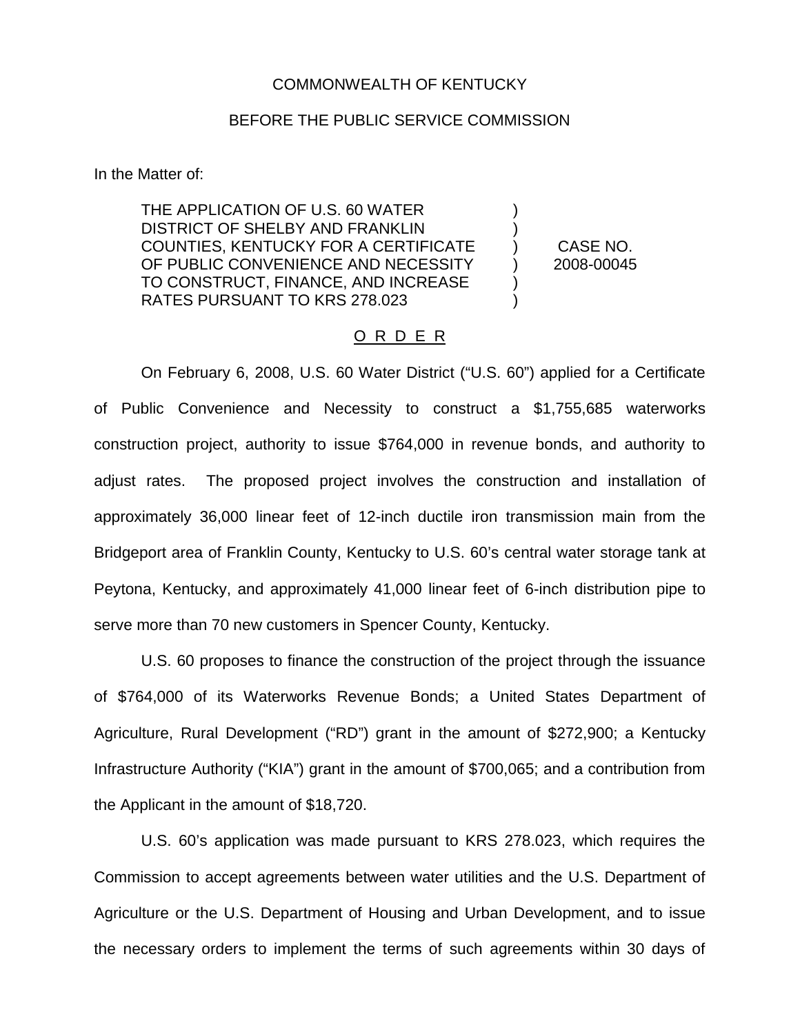COMMONWEALTH OF KENTUCKY

BEFORE THE PUBLIC SERVICE COMMISSION

In the Matter of:

| | | |
|---|---|---|
| THE APPLICATION OF U.S. 60 WATER DISTRICT OF SHELBY AND FRANKLIN COUNTIES, KENTUCKY FOR A CERTIFICATE OF PUBLIC CONVENIENCE AND NECESSITY TO CONSTRUCT, FINANCE, AND INCREASE RATES PURSUANT TO KRS 278.023 | ) ) ) ) ) ) | CASE NO. 2008-00045 |

## O R D E R

On February 6, 2008, U.S. 60 Water District ("U.S. 60") applied for a Certificate of Public Convenience and Necessity to construct a $1,755,685 waterworks construction project, authority to issue $764,000 in revenue bonds, and authority to adjust rates. The proposed project involves the construction and installation of approximately 36,000 linear feet of 12-inch ductile iron transmission main from the Bridgeport area of Franklin County, Kentucky to U.S. 60's central water storage tank at Peytona, Kentucky, and approximately 41,000 linear feet of 6-inch distribution pipe to serve more than 70 new customers in Spencer County, Kentucky.

U.S. 60 proposes to finance the construction of the project through the issuance of $764,000 of its Waterworks Revenue Bonds; a United States Department of Agriculture, Rural Development ("RD") grant in the amount of $272,900; a Kentucky Infrastructure Authority ("KIA") grant in the amount of $700,065; and a contribution from the Applicant in the amount of $18,720.

U.S. 60's application was made pursuant to KRS 278.023, which requires the Commission to accept agreements between water utilities and the U.S. Department of Agriculture or the U.S. Department of Housing and Urban Development, and to issue the necessary orders to implement the terms of such agreements within 30 days of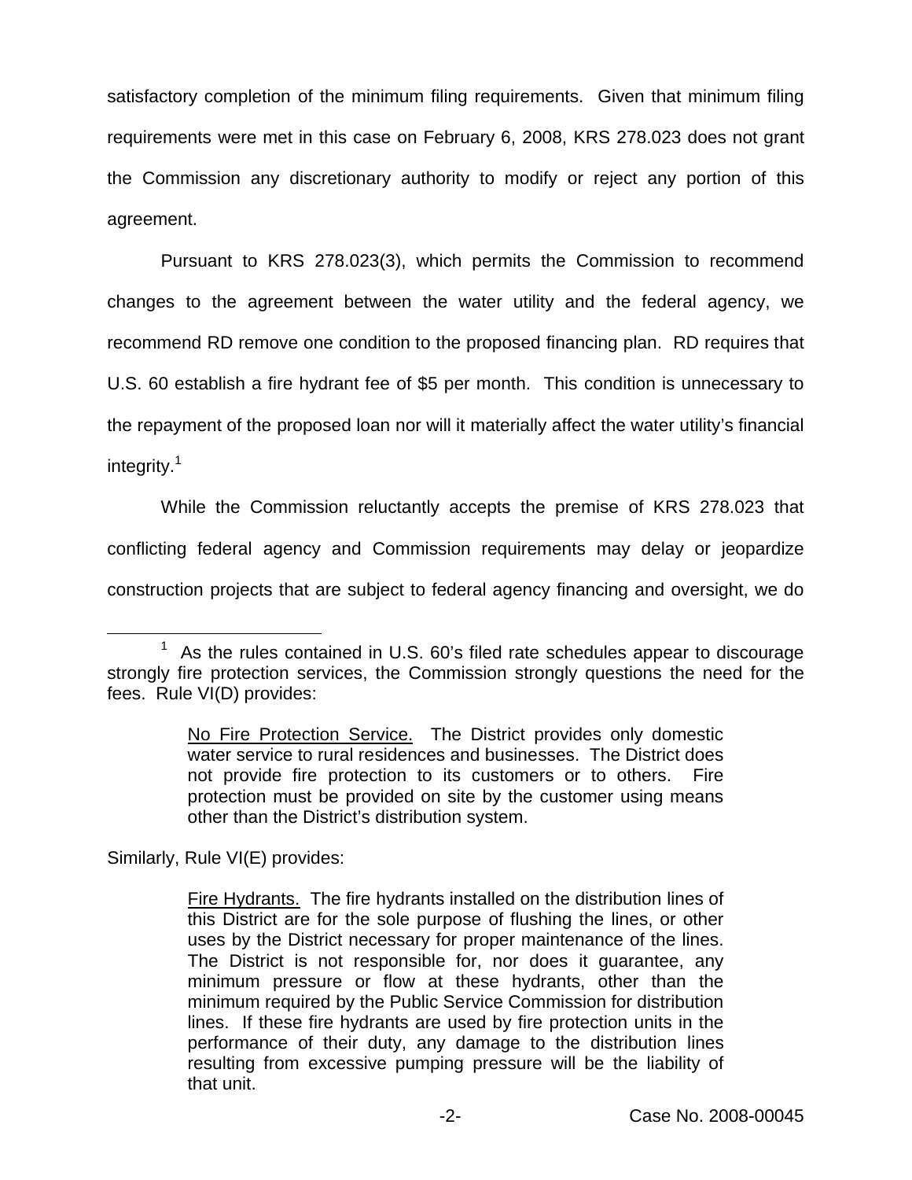satisfactory completion of the minimum filing requirements. Given that minimum filing requirements were met in this case on February 6, 2008, KRS 278.023 does not grant the Commission any discretionary authority to modify or reject any portion of this agreement.

Pursuant to KRS 278.023(3), which permits the Commission to recommend changes to the agreement between the water utility and the federal agency, we recommend RD remove one condition to the proposed financing plan. RD requires that U.S. 60 establish a fire hydrant fee of $5 per month. This condition is unnecessary to the repayment of the proposed loan nor will it materially affect the water utility's financial integrity.[1]

While the Commission reluctantly accepts the premise of KRS 278.023 that conflicting federal agency and Commission requirements may delay or jeopardize construction projects that are subject to federal agency financing and oversight, we do

---

[1] As the rules contained in U.S. 60's filed rate schedules appear to discourage strongly fire protection services, the Commission strongly questions the need for the fees. Rule VI(D) provides:

> <u>No Fire Protection Service.</u> The District provides only domestic water service to rural residences and businesses. The District does not provide fire protection to its customers or to others. Fire protection must be provided on site by the customer using means other than the District's distribution system.

Similarly, Rule VI(E) provides:

> <u>Fire Hydrants.</u> The fire hydrants installed on the distribution lines of this District are for the sole purpose of flushing the lines, or other uses by the District necessary for proper maintenance of the lines. The District is not responsible for, nor does it guarantee, any minimum pressure or flow at these hydrants, other than the minimum required by the Public Service Commission for distribution lines. If these fire hydrants are used by fire protection units in the performance of their duty, any damage to the distribution lines resulting from excessive pumping pressure will be the liability of that unit.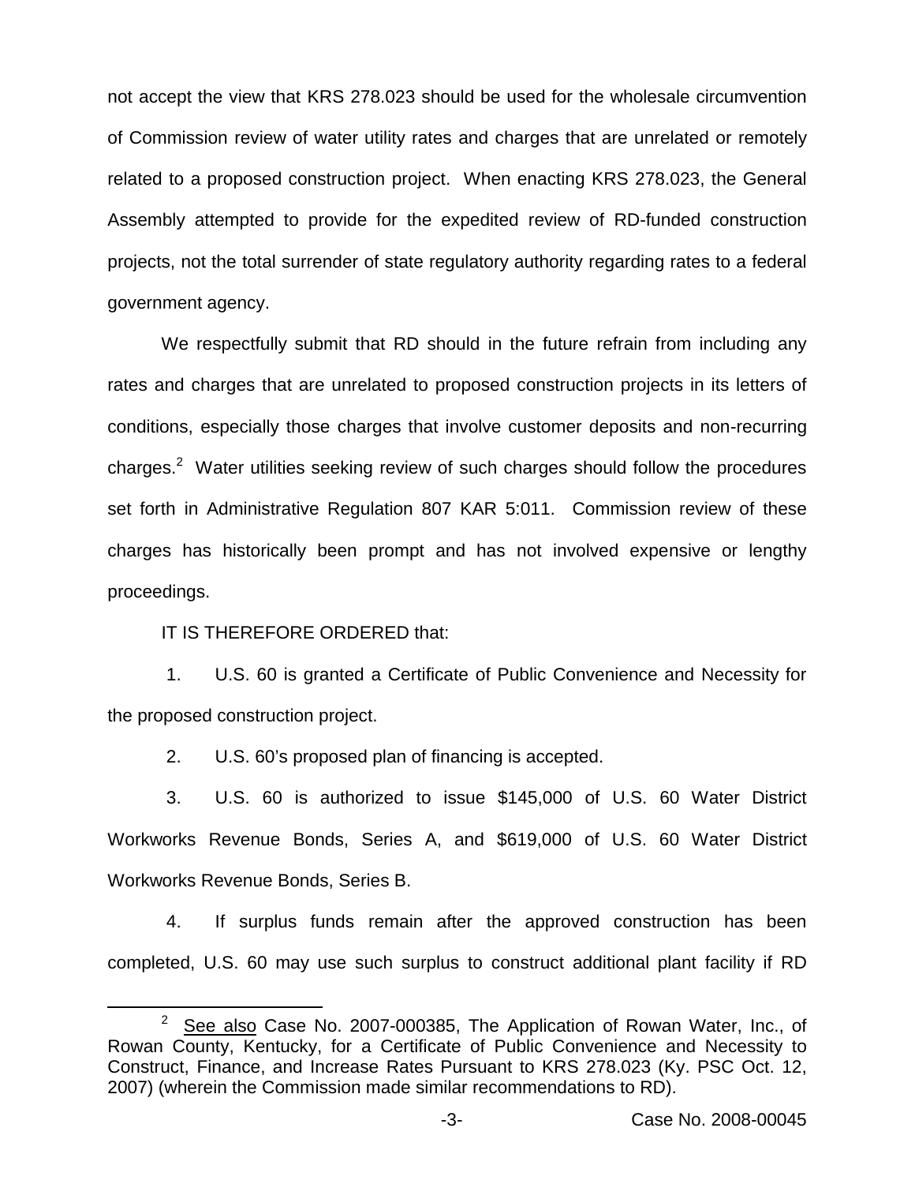not accept the view that KRS 278.023 should be used for the wholesale circumvention of Commission review of water utility rates and charges that are unrelated or remotely related to a proposed construction project. When enacting KRS 278.023, the General Assembly attempted to provide for the expedited review of RD-funded construction projects, not the total surrender of state regulatory authority regarding rates to a federal government agency.

We respectfully submit that RD should in the future refrain from including any rates and charges that are unrelated to proposed construction projects in its letters of conditions, especially those charges that involve customer deposits and non-recurring charges.[2] Water utilities seeking review of such charges should follow the procedures set forth in Administrative Regulation 807 KAR 5:011. Commission review of these charges has historically been prompt and has not involved expensive or lengthy proceedings.

IT IS THEREFORE ORDERED that:

1. U.S. 60 is granted a Certificate of Public Convenience and Necessity for the proposed construction project.

2. U.S. 60's proposed plan of financing is accepted.

3. U.S. 60 is authorized to issue $145,000 of U.S. 60 Water District Workworks Revenue Bonds, Series A, and $619,000 of U.S. 60 Water District Workworks Revenue Bonds, Series B.

4. If surplus funds remain after the approved construction has been completed, U.S. 60 may use such surplus to construct additional plant facility if RD

[2] See also Case No. 2007-000385, The Application of Rowan Water, Inc., of Rowan County, Kentucky, for a Certificate of Public Convenience and Necessity to Construct, Finance, and Increase Rates Pursuant to KRS 278.023 (Ky. PSC Oct. 12, 2007) (wherein the Commission made similar recommendations to RD).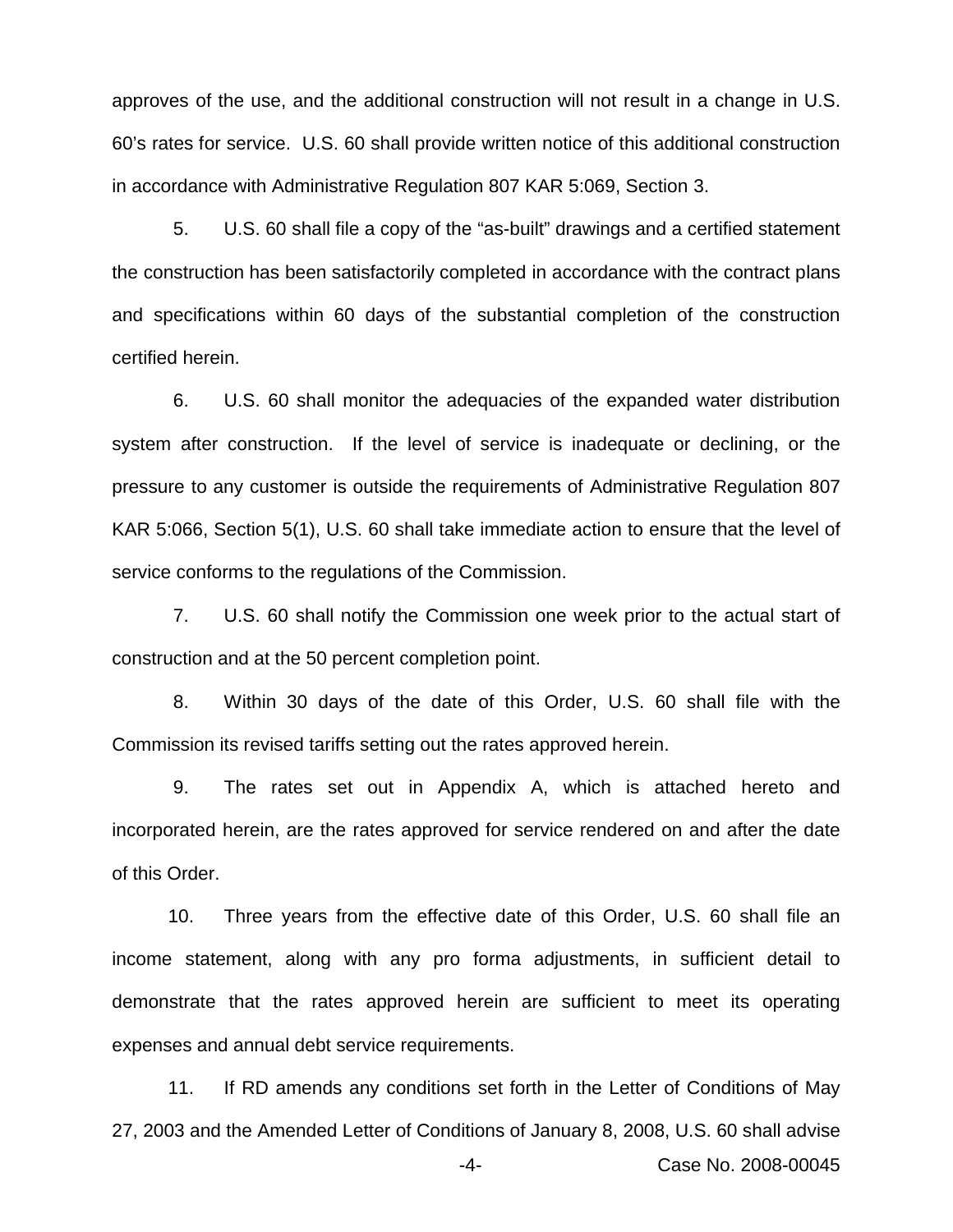approves of the use, and the additional construction will not result in a change in U.S. 60's rates for service. U.S. 60 shall provide written notice of this additional construction in accordance with Administrative Regulation 807 KAR 5:069, Section 3.

5. U.S. 60 shall file a copy of the "as-built" drawings and a certified statement the construction has been satisfactorily completed in accordance with the contract plans and specifications within 60 days of the substantial completion of the construction certified herein.

6. U.S. 60 shall monitor the adequacies of the expanded water distribution system after construction. If the level of service is inadequate or declining, or the pressure to any customer is outside the requirements of Administrative Regulation 807 KAR 5:066, Section 5(1), U.S. 60 shall take immediate action to ensure that the level of service conforms to the regulations of the Commission.

7. U.S. 60 shall notify the Commission one week prior to the actual start of construction and at the 50 percent completion point.

8. Within 30 days of the date of this Order, U.S. 60 shall file with the Commission its revised tariffs setting out the rates approved herein.

9. The rates set out in Appendix A, which is attached hereto and incorporated herein, are the rates approved for service rendered on and after the date of this Order.

10. Three years from the effective date of this Order, U.S. 60 shall file an income statement, along with any pro forma adjustments, in sufficient detail to demonstrate that the rates approved herein are sufficient to meet its operating expenses and annual debt service requirements.

11. If RD amends any conditions set forth in the Letter of Conditions of May 27, 2003 and the Amended Letter of Conditions of January 8, 2008, U.S. 60 shall advise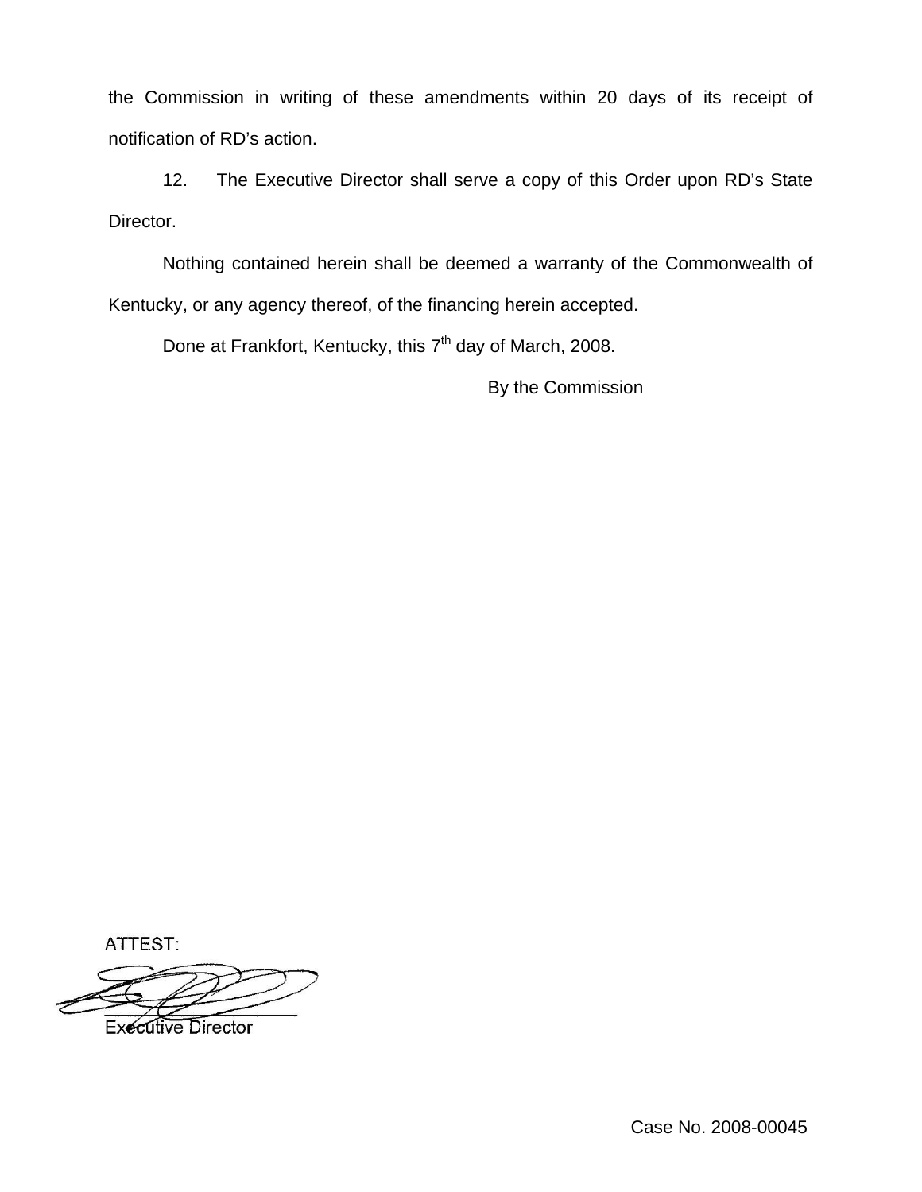the Commission in writing of these amendments within 20 days of its receipt of notification of RD's action.

12. The Executive Director shall serve a copy of this Order upon RD's State Director.

Nothing contained herein shall be deemed a warranty of the Commonwealth of Kentucky, or any agency thereof, of the financing herein accepted.

Done at Frankfort, Kentucky, this 7th day of March, 2008.

By the Commission

ATTEST:

Executive Director

Case No. 2008-00045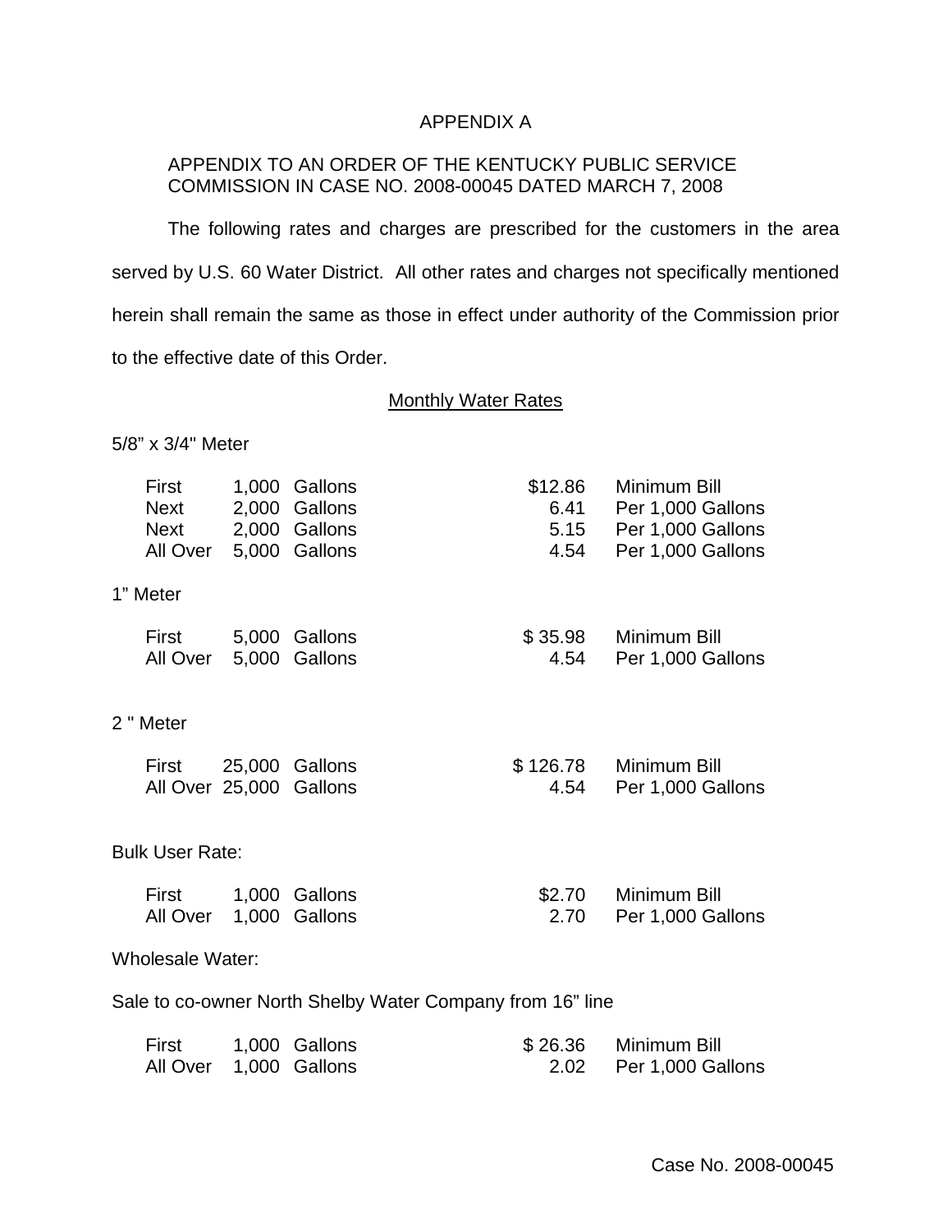# APPENDIX A

APPENDIX TO AN ORDER OF THE KENTUCKY PUBLIC SERVICE COMMISSION IN CASE NO. 2008-00045 DATED MARCH 7, 2008

The following rates and charges are prescribed for the customers in the area served by U.S. 60 Water District. All other rates and charges not specifically mentioned herein shall remain the same as those in effect under authority of the Commission prior to the effective date of this Order.

## Monthly Water Rates

5/8" x 3/4" Meter

| | | | |
|---|---|---|---|
| First | 1,000 Gallons | $12.86 | Minimum Bill |
| Next | 2,000 Gallons | 6.41 | Per 1,000 Gallons |
| Next | 2,000 Gallons | 5.15 | Per 1,000 Gallons |
| All Over | 5,000 Gallons | 4.54 | Per 1,000 Gallons |

1" Meter

| | | | |
|---|---|---|---|
| First | 5,000 Gallons | $ 35.98 | Minimum Bill |
| All Over | 5,000 Gallons | 4.54 | Per 1,000 Gallons |

2 " Meter

| | | | |
|---|---|---|---|
| First | 25,000 Gallons | $ 126.78 | Minimum Bill |
| All Over | 25,000 Gallons | 4.54 | Per 1,000 Gallons |

Bulk User Rate:

| | | | |
|---|---|---|---|
| First | 1,000 Gallons | $2.70 | Minimum Bill |
| All Over | 1,000 Gallons | 2.70 | Per 1,000 Gallons |

Wholesale Water:

Sale to co-owner North Shelby Water Company from 16" line

| | | | |
|---|---|---|---|
| First | 1,000 Gallons | $ 26.36 | Minimum Bill |
| All Over | 1,000 Gallons | 2.02 | Per 1,000 Gallons |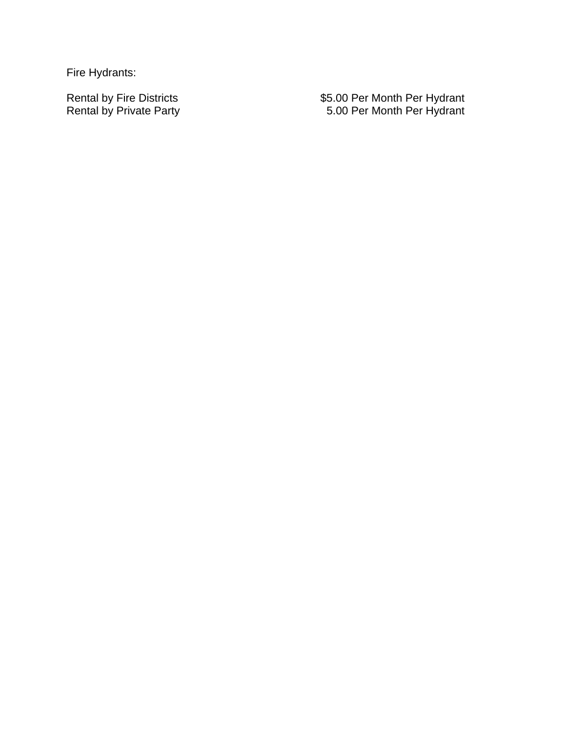Fire Hydrants:

| | |
|---|---|
| Rental by Fire Districts | $5.00 Per Month Per Hydrant |
| Rental by Private Party | 5.00 Per Month Per Hydrant |